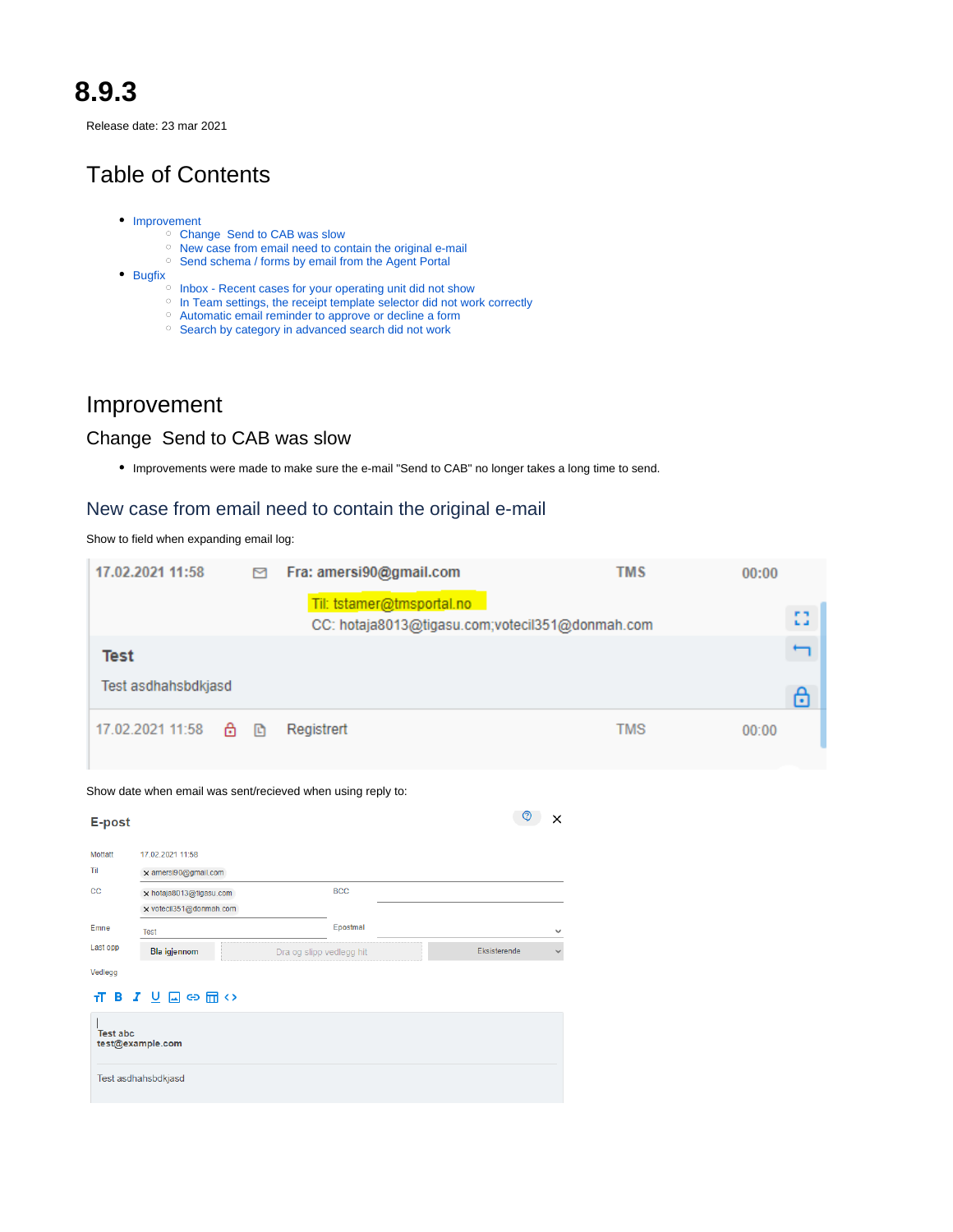# 8.9.3

Release date: 23 mar 2021

## Table of Contents

- Improvement
  - Change Send to CAB was slow
  - New case from email need to contain the original e-mail
  - Send schema / forms by email from the Agent Portal
- Bugfix
  - Inbox - Recent cases for your operating unit did not show
  - In Team settings, the receipt template selector did not work correctly
  - Automatic email reminder to approve or decline a form
  - Search by category in advanced search did not work

## Improvement

### Change Send to CAB was slow

- Improvements were made to make sure the e-mail "Send to CAB" no longer takes a long time to send.

### New case from email need to contain the original e-mail

Show to field when expanding email log:

Show date when email was sent/recieved when using reply to: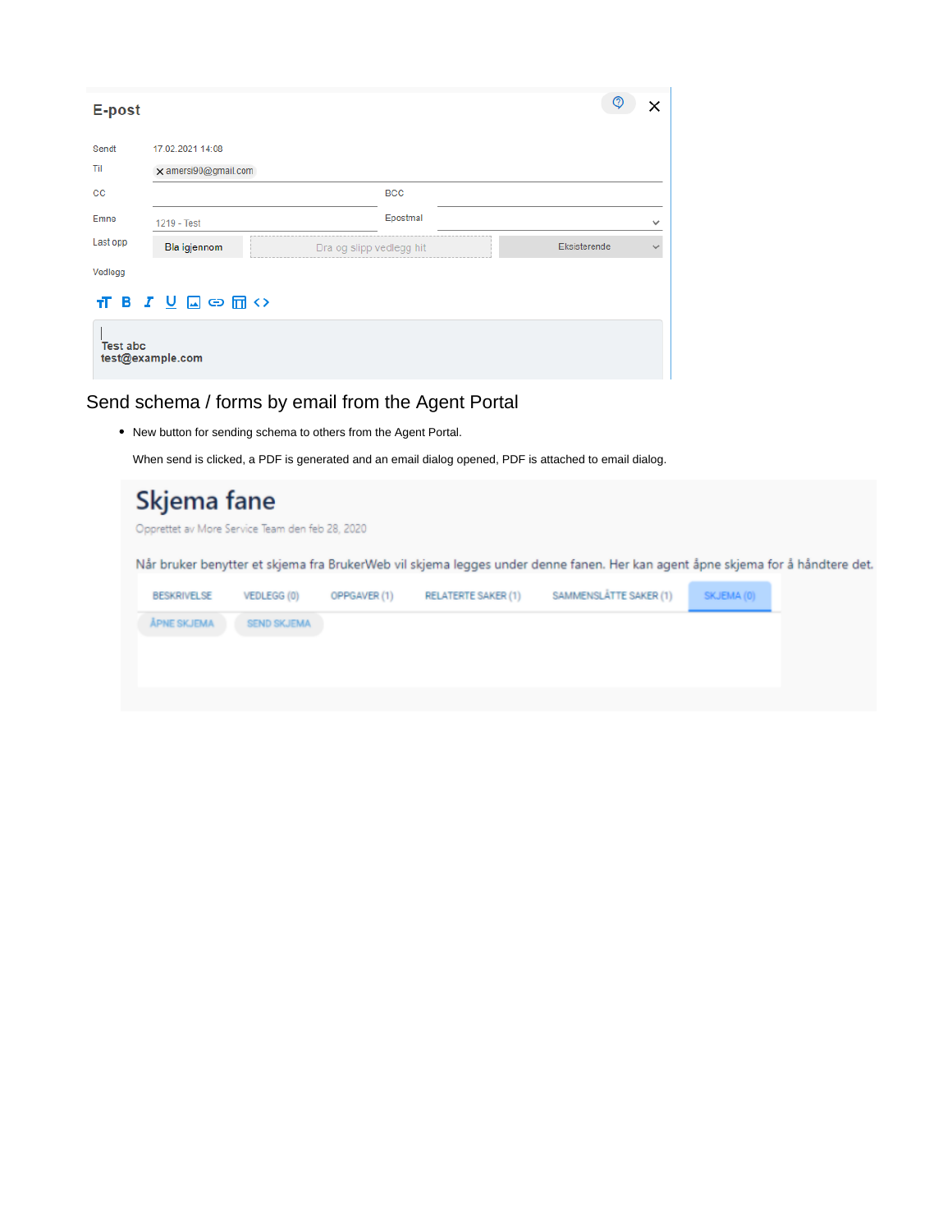E-post

Sendt 17.02.2021 14:08

Til amersi90@gmail.com

CC

BCC

Emne 1219 - Test

Epostmal

Last opp Bla igjennom Dra og slipp vedlegg hit Eksisterende

Vedlegg

Test abc
test@example.com

## Send schema / forms by email from the Agent Portal

- New button for sending schema to others from the Agent Portal.

  When send is clicked, a PDF is generated and an email dialog opened, PDF is attached to email dialog.

# Skjema fane

Opprettet av More Service Team den feb 28, 2020

Når bruker benytter et skjema fra BrukerWeb vil skjema legges under denne fanen. Her kan agent åpne skjema for å håndtere det.

BESKRIVELSE VEDLEGG (0) OPPGAVER (1) RELATERTE SAKER (1) SAMMENSLÅTTE SAKER (1) SKJEMA (0)

ÅPNE SKJEMA SEND SKJEMA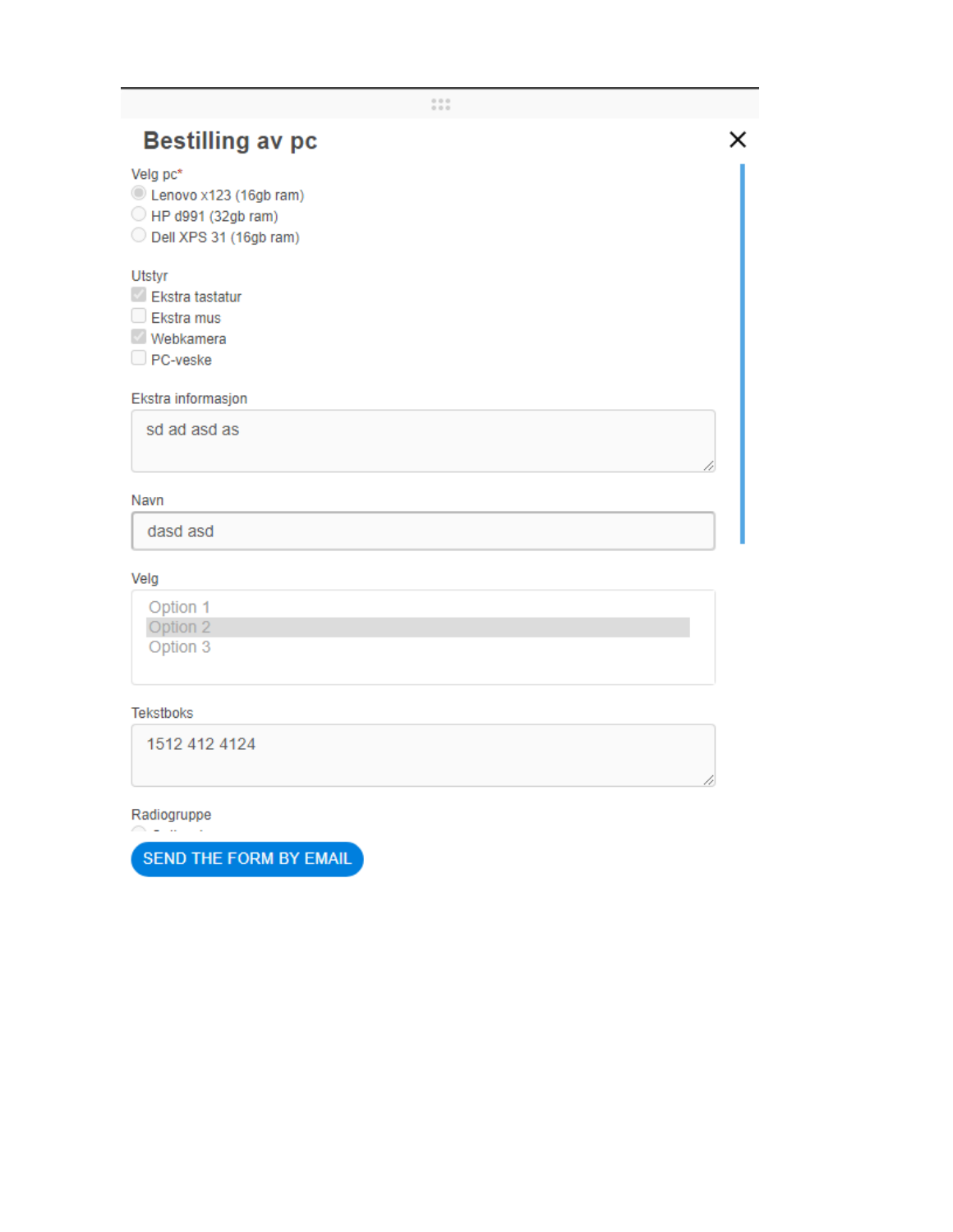## Bestilling av pc

Velg pc*

- ( ) Lenovo x123 (16gb ram)
- ( ) HP d991 (32gb ram)
- ( ) Dell XPS 31 (16gb ram)

Utstyr

- [x] Ekstra tastatur
- [ ] Ekstra mus
- [x] Webkamera
- [ ] PC-veske

Ekstra informasjon

sd ad asd as

Navn

dasd asd

Velg

Option 1
Option 2
Option 3

Tekstboks

1512 412 4124

Radiogruppe

SEND THE FORM BY EMAIL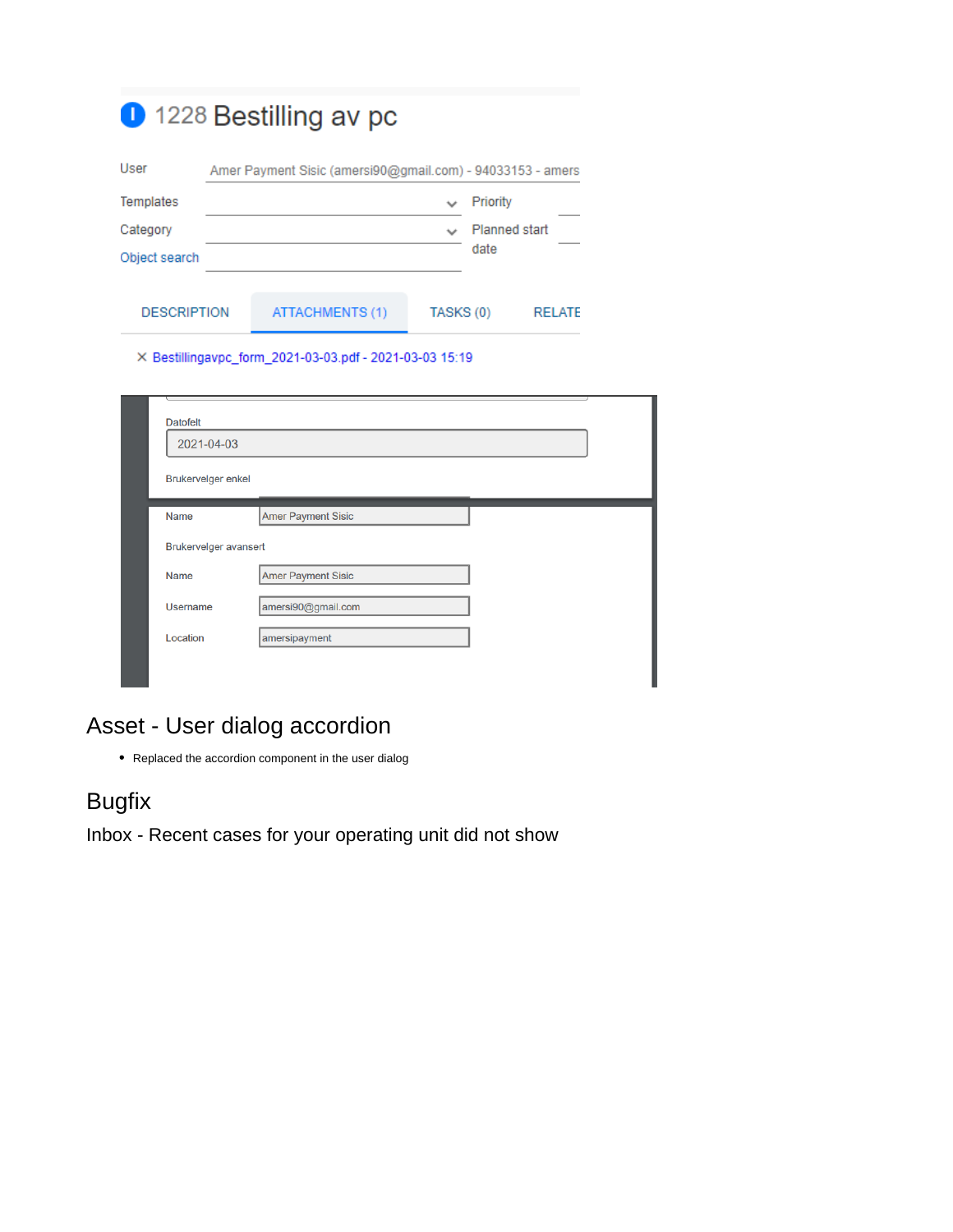1228 Bestilling av pc

User: Amer Payment Sisic (amersi90@gmail.com) - 94033153 - amers

Templates

Priority

Category

Planned start date

Object search

DESCRIPTION | ATTACHMENTS (1) | TASKS (0) | RELATE

× Bestillingavpc_form_2021-03-03.pdf - 2021-03-03 15:19

Datofelt

2021-04-03

Brukervelger enkel

Name: Amer Payment Sisic

Brukervelger avansert

Name: Amer Payment Sisic

Username: amersi90@gmail.com

Location: amersipayment

## Asset - User dialog accordion

- Replaced the accordion component in the user dialog

## Bugfix

Inbox - Recent cases for your operating unit did not show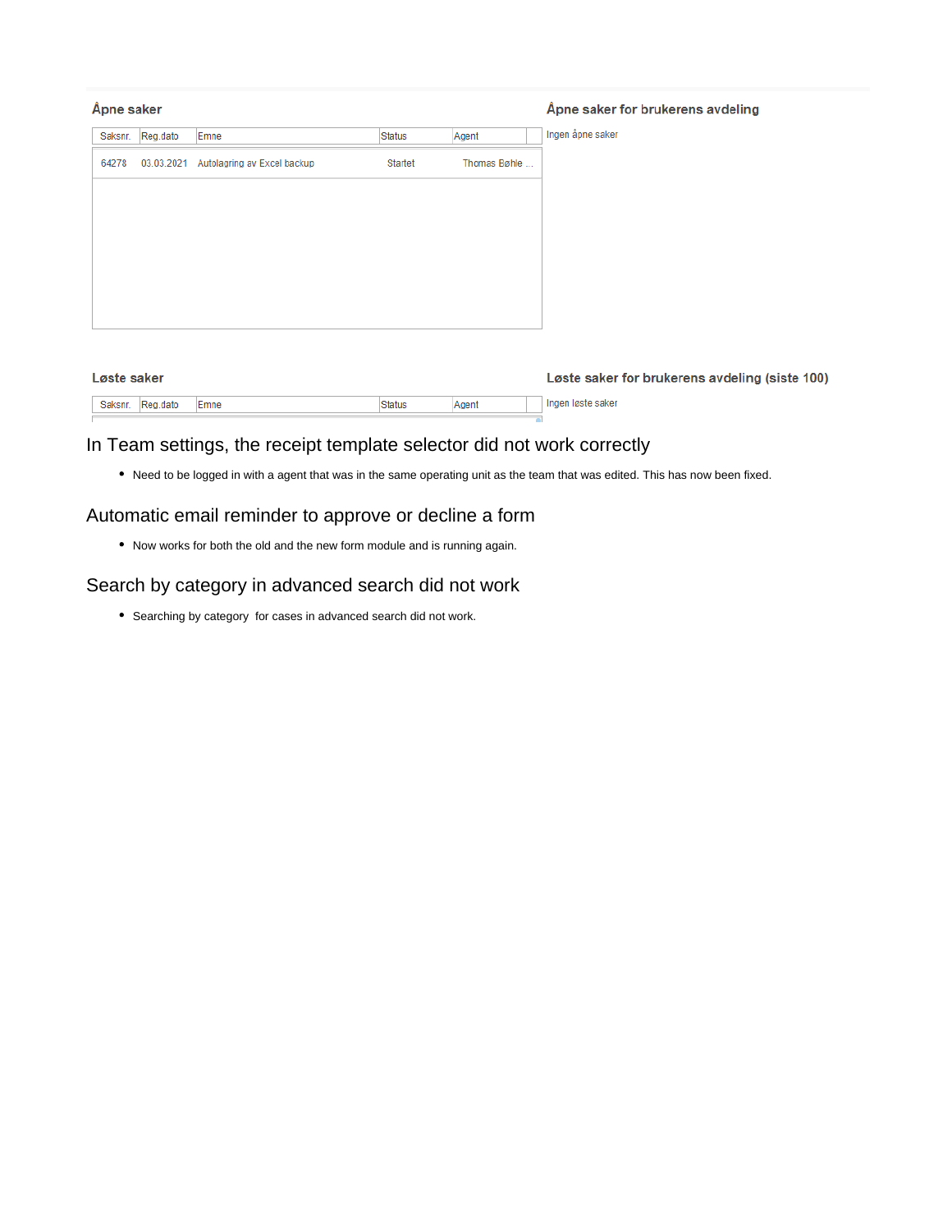## Åpne saker

| Saksnr. | Reg.dato | Emne | Status | Agent |
|---|---|---|---|---|
| 64278 | 03.03.2021 | Autolagring av Excel backup | Startet | Thomas Bøhle ... |

## Åpne saker for brukerens avdeling

Ingen åpne saker

## Løste saker

| Saksnr. | Reg.dato | Emne | Status | Agent |
|---|---|---|---|---|

## Løste saker for brukerens avdeling (siste 100)

Ingen løste saker

## In Team settings, the receipt template selector did not work correctly

- Need to be logged in with a agent that was in the same operating unit as the team that was edited. This has now been fixed.

## Automatic email reminder to approve or decline a form

- Now works for both the old and the new form module and is running again.

## Search by category in advanced search did not work

- Searching by category  for cases in advanced search did not work.